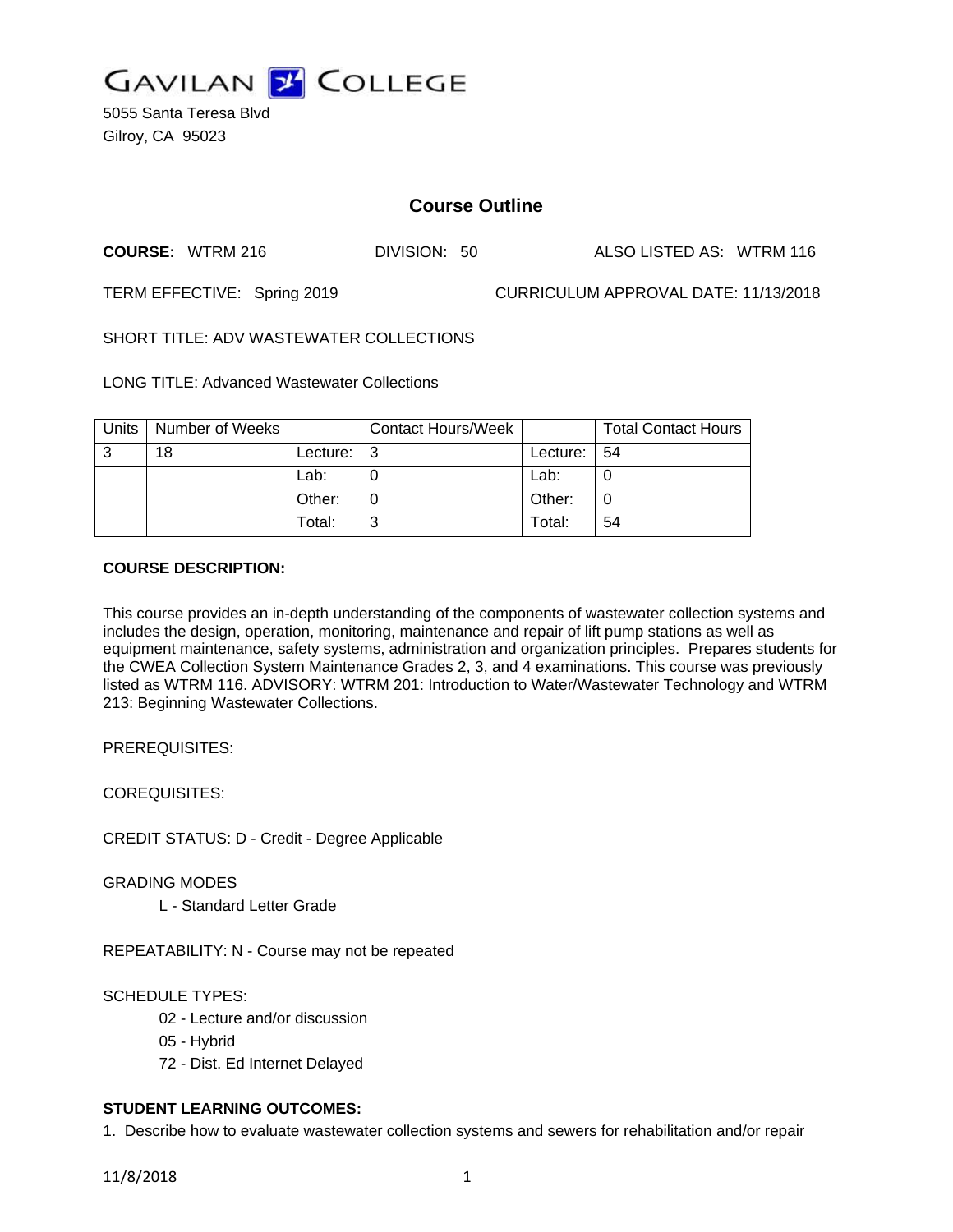GAVILAN COLLEGE

5055 Santa Teresa Blvd
Gilroy, CA 95023

# Course Outline

**COURSE:** WTRM 216 DIVISION: 50 ALSO LISTED AS: WTRM 116

TERM EFFECTIVE: Spring 2019 CURRICULUM APPROVAL DATE: 11/13/2018

SHORT TITLE: ADV WASTEWATER COLLECTIONS

LONG TITLE: Advanced Wastewater Collections

| Units | Number of Weeks | | Contact Hours/Week | | Total Contact Hours |
|---|---|---|---|---|---|
| 3 | 18 | Lecture: | 3 | Lecture: | 54 |
| | | Lab: | 0 | Lab: | 0 |
| | | Other: | 0 | Other: | 0 |
| | | Total: | 3 | Total: | 54 |

**COURSE DESCRIPTION:**

This course provides an in-depth understanding of the components of wastewater collection systems and includes the design, operation, monitoring, maintenance and repair of lift pump stations as well as equipment maintenance, safety systems, administration and organization principles. Prepares students for the CWEA Collection System Maintenance Grades 2, 3, and 4 examinations. This course was previously listed as WTRM 116. ADVISORY: WTRM 201: Introduction to Water/Wastewater Technology and WTRM 213: Beginning Wastewater Collections.

PREREQUISITES:

COREQUISITES:

CREDIT STATUS: D - Credit - Degree Applicable

GRADING MODES

L - Standard Letter Grade

REPEATABILITY: N - Course may not be repeated

SCHEDULE TYPES:

02 - Lecture and/or discussion

05 - Hybrid

72 - Dist. Ed Internet Delayed

**STUDENT LEARNING OUTCOMES:**

1. Describe how to evaluate wastewater collection systems and sewers for rehabilitation and/or repair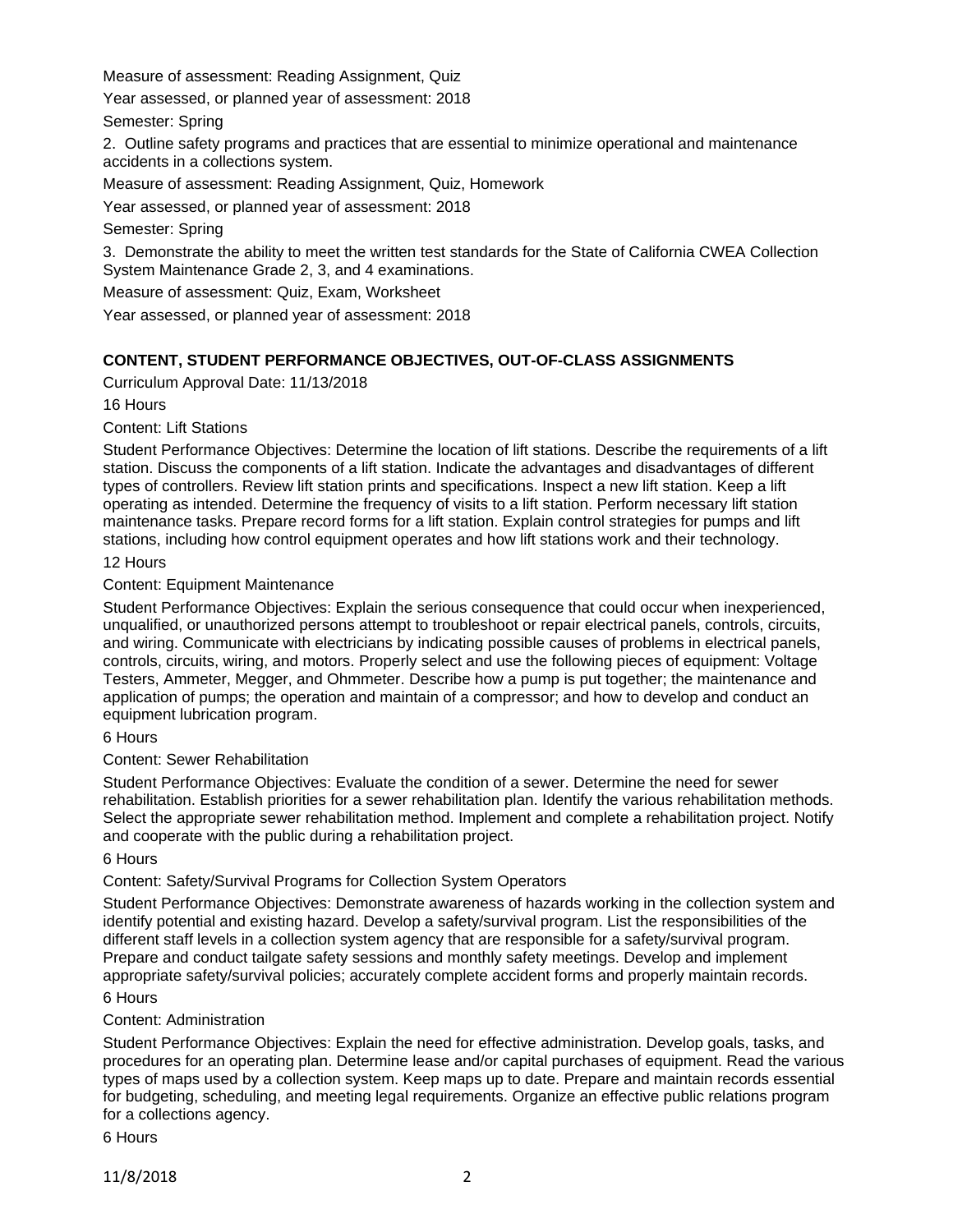Measure of assessment: Reading Assignment, Quiz

Year assessed, or planned year of assessment: 2018

Semester: Spring

2. Outline safety programs and practices that are essential to minimize operational and maintenance accidents in a collections system.

Measure of assessment: Reading Assignment, Quiz, Homework

Year assessed, or planned year of assessment: 2018

Semester: Spring

3. Demonstrate the ability to meet the written test standards for the State of California CWEA Collection System Maintenance Grade 2, 3, and 4 examinations.

Measure of assessment: Quiz, Exam, Worksheet

Year assessed, or planned year of assessment: 2018

## CONTENT, STUDENT PERFORMANCE OBJECTIVES, OUT-OF-CLASS ASSIGNMENTS

Curriculum Approval Date: 11/13/2018

16 Hours

Content: Lift Stations

Student Performance Objectives: Determine the location of lift stations. Describe the requirements of a lift station. Discuss the components of a lift station. Indicate the advantages and disadvantages of different types of controllers. Review lift station prints and specifications. Inspect a new lift station. Keep a lift operating as intended. Determine the frequency of visits to a lift station. Perform necessary lift station maintenance tasks. Prepare record forms for a lift station. Explain control strategies for pumps and lift stations, including how control equipment operates and how lift stations work and their technology.

12 Hours

Content: Equipment Maintenance

Student Performance Objectives: Explain the serious consequence that could occur when inexperienced, unqualified, or unauthorized persons attempt to troubleshoot or repair electrical panels, controls, circuits, and wiring. Communicate with electricians by indicating possible causes of problems in electrical panels, controls, circuits, wiring, and motors. Properly select and use the following pieces of equipment: Voltage Testers, Ammeter, Megger, and Ohmmeter. Describe how a pump is put together; the maintenance and application of pumps; the operation and maintain of a compressor; and how to develop and conduct an equipment lubrication program.

6 Hours

Content: Sewer Rehabilitation

Student Performance Objectives: Evaluate the condition of a sewer. Determine the need for sewer rehabilitation. Establish priorities for a sewer rehabilitation plan. Identify the various rehabilitation methods. Select the appropriate sewer rehabilitation method. Implement and complete a rehabilitation project. Notify and cooperate with the public during a rehabilitation project.

6 Hours

Content: Safety/Survival Programs for Collection System Operators

Student Performance Objectives: Demonstrate awareness of hazards working in the collection system and identify potential and existing hazard. Develop a safety/survival program. List the responsibilities of the different staff levels in a collection system agency that are responsible for a safety/survival program. Prepare and conduct tailgate safety sessions and monthly safety meetings. Develop and implement appropriate safety/survival policies; accurately complete accident forms and properly maintain records.

6 Hours

Content: Administration

Student Performance Objectives: Explain the need for effective administration. Develop goals, tasks, and procedures for an operating plan. Determine lease and/or capital purchases of equipment. Read the various types of maps used by a collection system. Keep maps up to date. Prepare and maintain records essential for budgeting, scheduling, and meeting legal requirements. Organize an effective public relations program for a collections agency.

6 Hours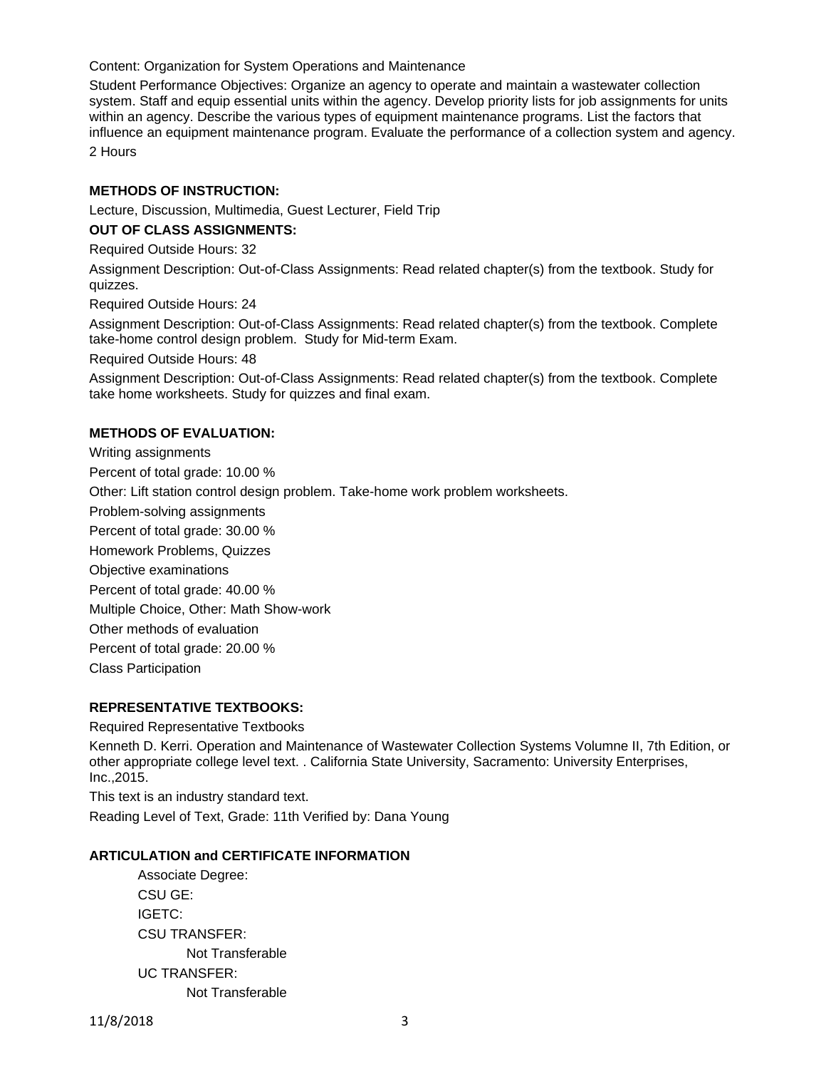Content: Organization for System Operations and Maintenance

Student Performance Objectives: Organize an agency to operate and maintain a wastewater collection system. Staff and equip essential units within the agency. Develop priority lists for job assignments for units within an agency. Describe the various types of equipment maintenance programs. List the factors that influence an equipment maintenance program. Evaluate the performance of a collection system and agency.

2 Hours

**METHODS OF INSTRUCTION:**

Lecture, Discussion, Multimedia, Guest Lecturer, Field Trip

**OUT OF CLASS ASSIGNMENTS:**

Required Outside Hours: 32

Assignment Description: Out-of-Class Assignments: Read related chapter(s) from the textbook. Study for quizzes.

Required Outside Hours: 24

Assignment Description: Out-of-Class Assignments: Read related chapter(s) from the textbook. Complete take-home control design problem. Study for Mid-term Exam.

Required Outside Hours: 48

Assignment Description: Out-of-Class Assignments: Read related chapter(s) from the textbook. Complete take home worksheets. Study for quizzes and final exam.

**METHODS OF EVALUATION:**

Writing assignments

Percent of total grade: 10.00 %

Other: Lift station control design problem. Take-home work problem worksheets.

Problem-solving assignments

Percent of total grade: 30.00 %

Homework Problems, Quizzes

Objective examinations

Percent of total grade: 40.00 %

Multiple Choice, Other: Math Show-work

Other methods of evaluation

Percent of total grade: 20.00 %

Class Participation

**REPRESENTATIVE TEXTBOOKS:**

Required Representative Textbooks

Kenneth D. Kerri. Operation and Maintenance of Wastewater Collection Systems Volumne II, 7th Edition, or other appropriate college level text. . California State University, Sacramento: University Enterprises, Inc.,2015.

This text is an industry standard text.

Reading Level of Text, Grade: 11th Verified by: Dana Young

**ARTICULATION and CERTIFICATE INFORMATION**

Associate Degree:

CSU GE:

IGETC:

CSU TRANSFER:

Not Transferable

UC TRANSFER:

Not Transferable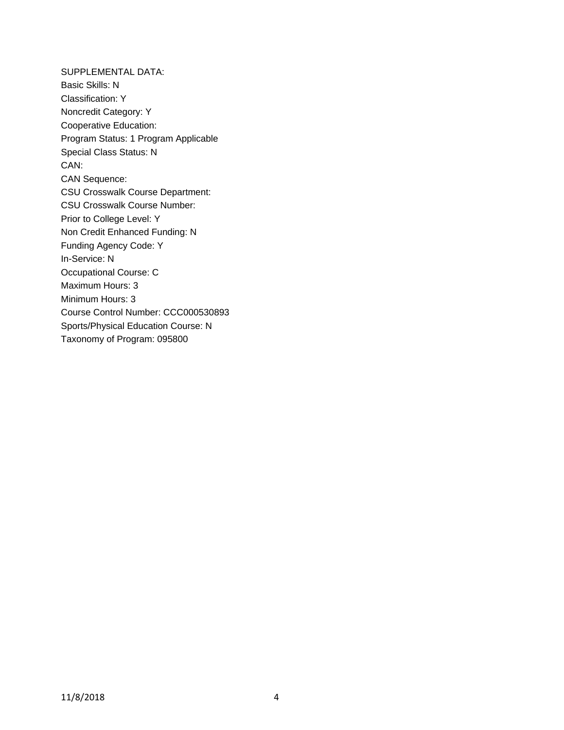SUPPLEMENTAL DATA:
Basic Skills: N
Classification: Y
Noncredit Category: Y
Cooperative Education:
Program Status: 1 Program Applicable
Special Class Status: N
CAN:
CAN Sequence:
CSU Crosswalk Course Department:
CSU Crosswalk Course Number:
Prior to College Level: Y
Non Credit Enhanced Funding: N
Funding Agency Code: Y
In-Service: N
Occupational Course: C
Maximum Hours: 3
Minimum Hours: 3
Course Control Number: CCC000530893
Sports/Physical Education Course: N
Taxonomy of Program: 095800